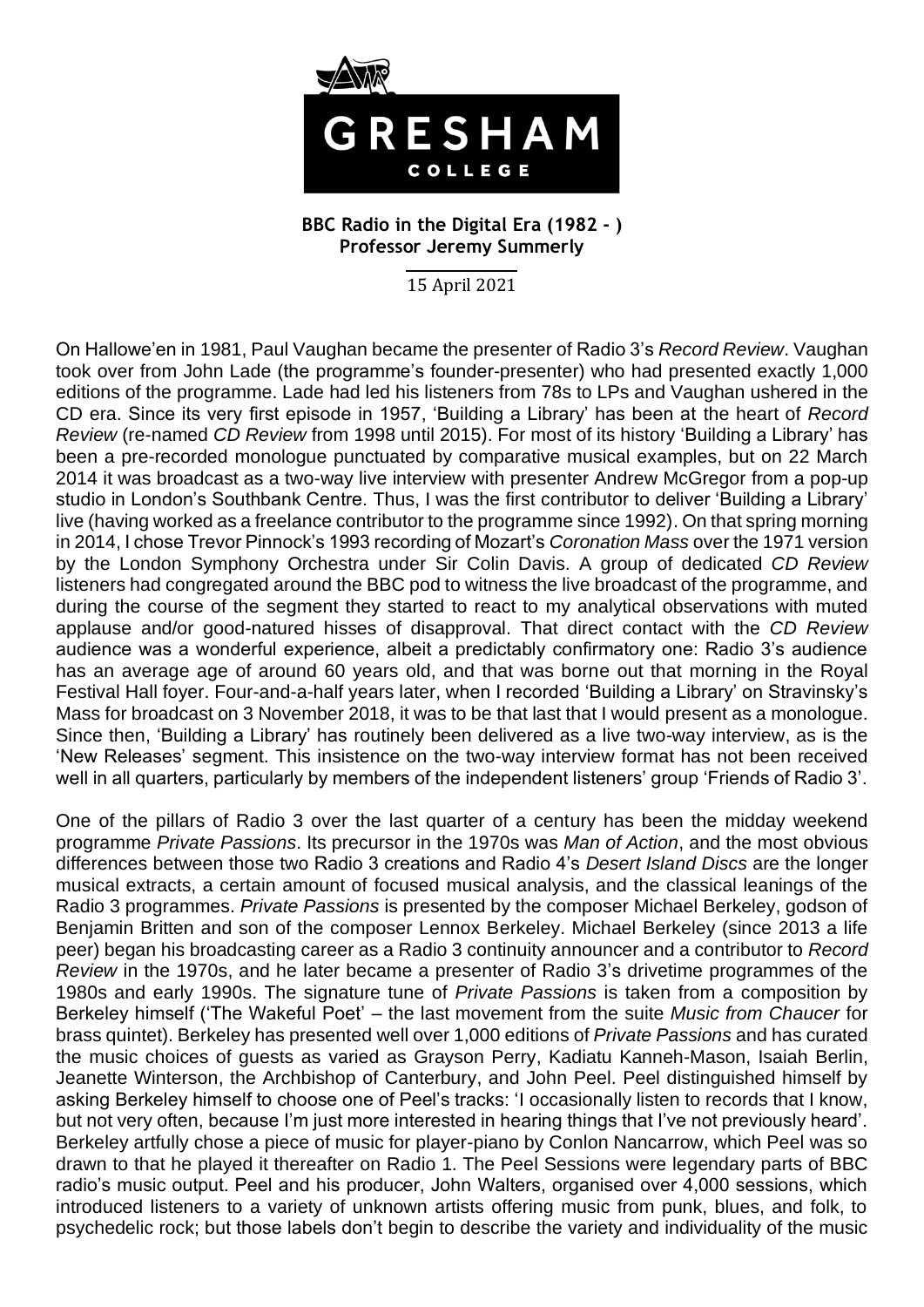**BBC Radio in the Digital Era (1982 - )**
**Professor Jeremy Summerly**

15 April 2021

On Hallowe'en in 1981, Paul Vaughan became the presenter of Radio 3's *Record Review*. Vaughan took over from John Lade (the programme's founder-presenter) who had presented exactly 1,000 editions of the programme. Lade had led his listeners from 78s to LPs and Vaughan ushered in the CD era. Since its very first episode in 1957, 'Building a Library' has been at the heart of *Record Review* (re-named *CD Review* from 1998 until 2015). For most of its history 'Building a Library' has been a pre-recorded monologue punctuated by comparative musical examples, but on 22 March 2014 it was broadcast as a two-way live interview with presenter Andrew McGregor from a pop-up studio in London's Southbank Centre. Thus, I was the first contributor to deliver 'Building a Library' live (having worked as a freelance contributor to the programme since 1992). On that spring morning in 2014, I chose Trevor Pinnock's 1993 recording of Mozart's *Coronation Mass* over the 1971 version by the London Symphony Orchestra under Sir Colin Davis. A group of dedicated *CD Review* listeners had congregated around the BBC pod to witness the live broadcast of the programme, and during the course of the segment they started to react to my analytical observations with muted applause and/or good-natured hisses of disapproval. That direct contact with the *CD Review* audience was a wonderful experience, albeit a predictably confirmatory one: Radio 3's audience has an average age of around 60 years old, and that was borne out that morning in the Royal Festival Hall foyer. Four-and-a-half years later, when I recorded 'Building a Library' on Stravinsky's Mass for broadcast on 3 November 2018, it was to be that last that I would present as a monologue. Since then, 'Building a Library' has routinely been delivered as a live two-way interview, as is the 'New Releases' segment. This insistence on the two-way interview format has not been received well in all quarters, particularly by members of the independent listeners' group 'Friends of Radio 3'.

One of the pillars of Radio 3 over the last quarter of a century has been the midday weekend programme *Private Passions*. Its precursor in the 1970s was *Man of Action*, and the most obvious differences between those two Radio 3 creations and Radio 4's *Desert Island Discs* are the longer musical extracts, a certain amount of focused musical analysis, and the classical leanings of the Radio 3 programmes. *Private Passions* is presented by the composer Michael Berkeley, godson of Benjamin Britten and son of the composer Lennox Berkeley. Michael Berkeley (since 2013 a life peer) began his broadcasting career as a Radio 3 continuity announcer and a contributor to *Record Review* in the 1970s, and he later became a presenter of Radio 3's drivetime programmes of the 1980s and early 1990s. The signature tune of *Private Passions* is taken from a composition by Berkeley himself ('The Wakeful Poet' – the last movement from the suite *Music from Chaucer* for brass quintet). Berkeley has presented well over 1,000 editions of *Private Passions* and has curated the music choices of guests as varied as Grayson Perry, Kadiatu Kanneh-Mason, Isaiah Berlin, Jeanette Winterson, the Archbishop of Canterbury, and John Peel. Peel distinguished himself by asking Berkeley himself to choose one of Peel's tracks: 'I occasionally listen to records that I know, but not very often, because I'm just more interested in hearing things that I've not previously heard'. Berkeley artfully chose a piece of music for player-piano by Conlon Nancarrow, which Peel was so drawn to that he played it thereafter on Radio 1. The Peel Sessions were legendary parts of BBC radio's music output. Peel and his producer, John Walters, organised over 4,000 sessions, which introduced listeners to a variety of unknown artists offering music from punk, blues, and folk, to psychedelic rock; but those labels don't begin to describe the variety and individuality of the music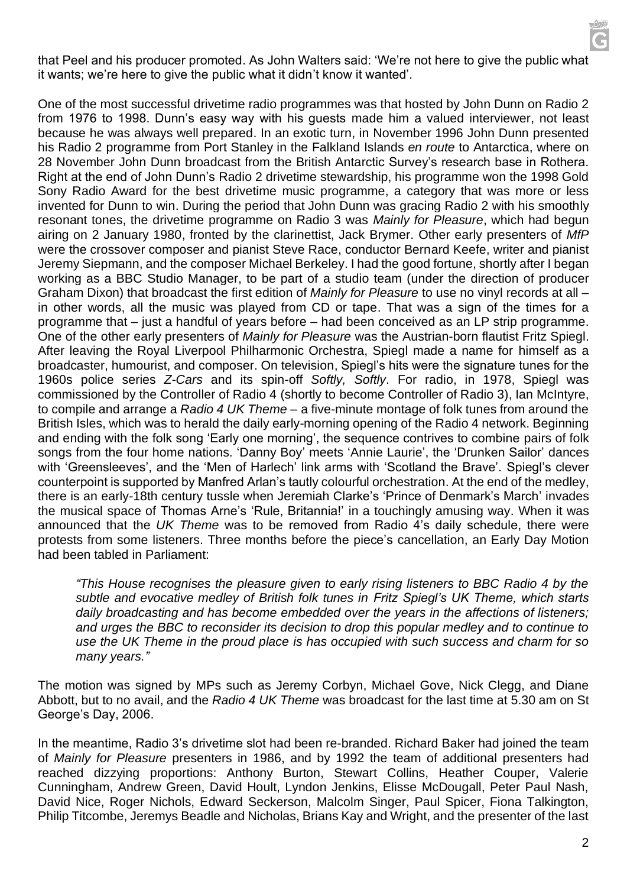that Peel and his producer promoted. As John Walters said: 'We're not here to give the public what it wants; we're here to give the public what it didn't know it wanted'.

One of the most successful drivetime radio programmes was that hosted by John Dunn on Radio 2 from 1976 to 1998. Dunn's easy way with his guests made him a valued interviewer, not least because he was always well prepared. In an exotic turn, in November 1996 John Dunn presented his Radio 2 programme from Port Stanley in the Falkland Islands *en route* to Antarctica, where on 28 November John Dunn broadcast from the British Antarctic Survey's research base in Rothera. Right at the end of John Dunn's Radio 2 drivetime stewardship, his programme won the 1998 Gold Sony Radio Award for the best drivetime music programme, a category that was more or less invented for Dunn to win. During the period that John Dunn was gracing Radio 2 with his smoothly resonant tones, the drivetime programme on Radio 3 was *Mainly for Pleasure*, which had begun airing on 2 January 1980, fronted by the clarinettist, Jack Brymer. Other early presenters of *MfP* were the crossover composer and pianist Steve Race, conductor Bernard Keefe, writer and pianist Jeremy Siepmann, and the composer Michael Berkeley. I had the good fortune, shortly after I began working as a BBC Studio Manager, to be part of a studio team (under the direction of producer Graham Dixon) that broadcast the first edition of *Mainly for Pleasure* to use no vinyl records at all – in other words, all the music was played from CD or tape. That was a sign of the times for a programme that – just a handful of years before – had been conceived as an LP strip programme. One of the other early presenters of *Mainly for Pleasure* was the Austrian-born flautist Fritz Spiegl. After leaving the Royal Liverpool Philharmonic Orchestra, Spiegl made a name for himself as a broadcaster, humourist, and composer. On television, Spiegl's hits were the signature tunes for the 1960s police series *Z-Cars* and its spin-off *Softly, Softly*. For radio, in 1978, Spiegl was commissioned by the Controller of Radio 4 (shortly to become Controller of Radio 3), Ian McIntyre, to compile and arrange a *Radio 4 UK Theme* – a five-minute montage of folk tunes from around the British Isles, which was to herald the daily early-morning opening of the Radio 4 network. Beginning and ending with the folk song 'Early one morning', the sequence contrives to combine pairs of folk songs from the four home nations. 'Danny Boy' meets 'Annie Laurie', the 'Drunken Sailor' dances with 'Greensleeves', and the 'Men of Harlech' link arms with 'Scotland the Brave'. Spiegl's clever counterpoint is supported by Manfred Arlan's tautly colourful orchestration. At the end of the medley, there is an early-18th century tussle when Jeremiah Clarke's 'Prince of Denmark's March' invades the musical space of Thomas Arne's 'Rule, Britannia!' in a touchingly amusing way. When it was announced that the *UK Theme* was to be removed from Radio 4's daily schedule, there were protests from some listeners. Three months before the piece's cancellation, an Early Day Motion had been tabled in Parliament:

> *"This House recognises the pleasure given to early rising listeners to BBC Radio 4 by the subtle and evocative medley of British folk tunes in Fritz Spiegl's UK Theme, which starts daily broadcasting and has become embedded over the years in the affections of listeners; and urges the BBC to reconsider its decision to drop this popular medley and to continue to use the UK Theme in the proud place is has occupied with such success and charm for so many years."*

The motion was signed by MPs such as Jeremy Corbyn, Michael Gove, Nick Clegg, and Diane Abbott, but to no avail, and the *Radio 4 UK Theme* was broadcast for the last time at 5.30 am on St George's Day, 2006.

In the meantime, Radio 3's drivetime slot had been re-branded. Richard Baker had joined the team of *Mainly for Pleasure* presenters in 1986, and by 1992 the team of additional presenters had reached dizzying proportions: Anthony Burton, Stewart Collins, Heather Couper, Valerie Cunningham, Andrew Green, David Hoult, Lyndon Jenkins, Elisse McDougall, Peter Paul Nash, David Nice, Roger Nichols, Edward Seckerson, Malcolm Singer, Paul Spicer, Fiona Talkington, Philip Titcombe, Jeremys Beadle and Nicholas, Brians Kay and Wright, and the presenter of the last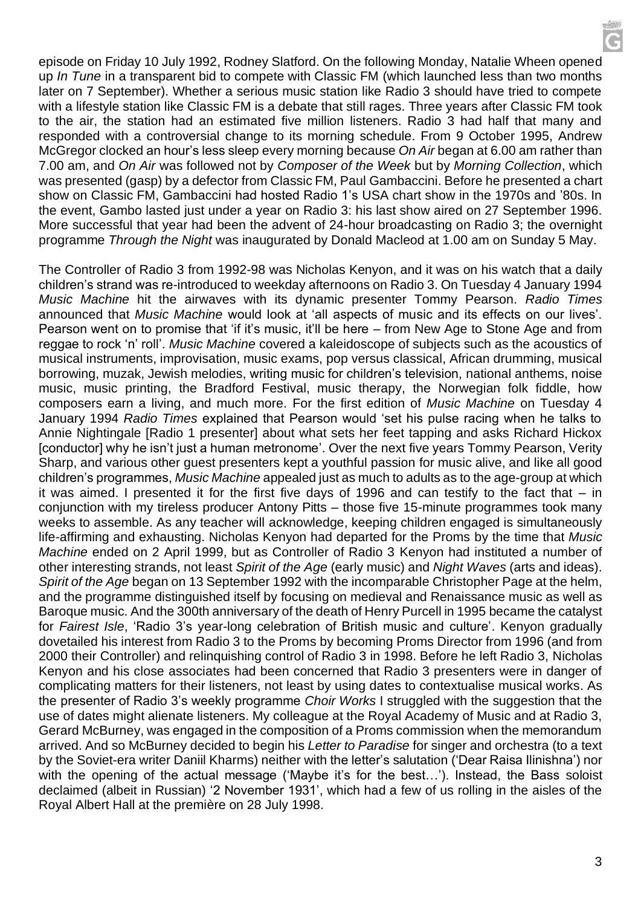episode on Friday 10 July 1992, Rodney Slatford. On the following Monday, Natalie Wheen opened up *In Tune* in a transparent bid to compete with Classic FM (which launched less than two months later on 7 September). Whether a serious music station like Radio 3 should have tried to compete with a lifestyle station like Classic FM is a debate that still rages. Three years after Classic FM took to the air, the station had an estimated five million listeners. Radio 3 had half that many and responded with a controversial change to its morning schedule. From 9 October 1995, Andrew McGregor clocked an hour's less sleep every morning because *On Air* began at 6.00 am rather than 7.00 am, and *On Air* was followed not by *Composer of the Week* but by *Morning Collection*, which was presented (gasp) by a defector from Classic FM, Paul Gambaccini. Before he presented a chart show on Classic FM, Gambaccini had hosted Radio 1's USA chart show in the 1970s and '80s. In the event, Gambo lasted just under a year on Radio 3: his last show aired on 27 September 1996. More successful that year had been the advent of 24-hour broadcasting on Radio 3; the overnight programme *Through the Night* was inaugurated by Donald Macleod at 1.00 am on Sunday 5 May.

The Controller of Radio 3 from 1992-98 was Nicholas Kenyon, and it was on his watch that a daily children's strand was re-introduced to weekday afternoons on Radio 3. On Tuesday 4 January 1994 *Music Machine* hit the airwaves with its dynamic presenter Tommy Pearson. *Radio Times* announced that *Music Machine* would look at 'all aspects of music and its effects on our lives'. Pearson went on to promise that 'if it's music, it'll be here – from New Age to Stone Age and from reggae to rock 'n' roll'. *Music Machine* covered a kaleidoscope of subjects such as the acoustics of musical instruments, improvisation, music exams, pop versus classical, African drumming, musical borrowing, muzak, Jewish melodies, writing music for children's television, national anthems, noise music, music printing, the Bradford Festival, music therapy, the Norwegian folk fiddle, how composers earn a living, and much more. For the first edition of *Music Machine* on Tuesday 4 January 1994 *Radio Times* explained that Pearson would 'set his pulse racing when he talks to Annie Nightingale [Radio 1 presenter] about what sets her feet tapping and asks Richard Hickox [conductor] why he isn't just a human metronome'. Over the next five years Tommy Pearson, Verity Sharp, and various other guest presenters kept a youthful passion for music alive, and like all good children's programmes, *Music Machine* appealed just as much to adults as to the age-group at which it was aimed. I presented it for the first five days of 1996 and can testify to the fact that – in conjunction with my tireless producer Antony Pitts – those five 15-minute programmes took many weeks to assemble. As any teacher will acknowledge, keeping children engaged is simultaneously life-affirming and exhausting. Nicholas Kenyon had departed for the Proms by the time that *Music Machine* ended on 2 April 1999, but as Controller of Radio 3 Kenyon had instituted a number of other interesting strands, not least *Spirit of the Age* (early music) and *Night Waves* (arts and ideas). *Spirit of the Age* began on 13 September 1992 with the incomparable Christopher Page at the helm, and the programme distinguished itself by focusing on medieval and Renaissance music as well as Baroque music. And the 300th anniversary of the death of Henry Purcell in 1995 became the catalyst for *Fairest Isle*, 'Radio 3's year-long celebration of British music and culture'. Kenyon gradually dovetailed his interest from Radio 3 to the Proms by becoming Proms Director from 1996 (and from 2000 their Controller) and relinquishing control of Radio 3 in 1998. Before he left Radio 3, Nicholas Kenyon and his close associates had been concerned that Radio 3 presenters were in danger of complicating matters for their listeners, not least by using dates to contextualise musical works. As the presenter of Radio 3's weekly programme *Choir Works* I struggled with the suggestion that the use of dates might alienate listeners. My colleague at the Royal Academy of Music and at Radio 3, Gerard McBurney, was engaged in the composition of a Proms commission when the memorandum arrived. And so McBurney decided to begin his *Letter to Paradise* for singer and orchestra (to a text by the Soviet-era writer Daniil Kharms) neither with the letter's salutation ('Dear Raisa Ilinishna') nor with the opening of the actual message ('Maybe it's for the best…'). Instead, the Bass soloist declaimed (albeit in Russian) '2 November 1931', which had a few of us rolling in the aisles of the Royal Albert Hall at the première on 28 July 1998.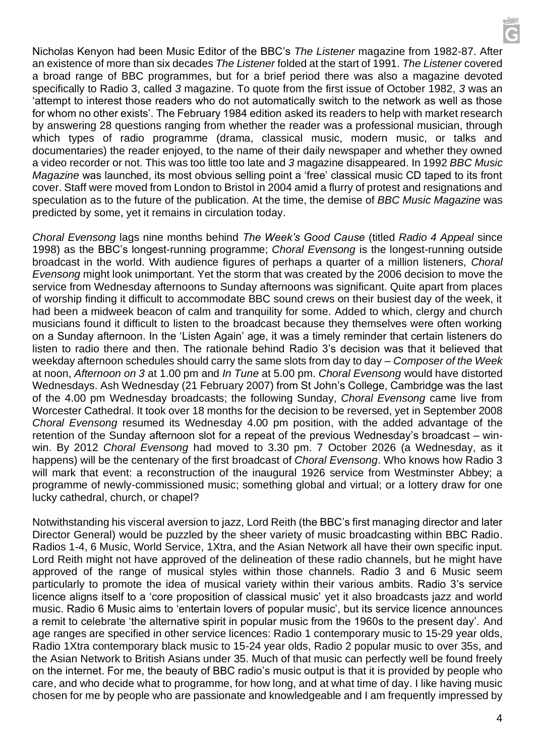Nicholas Kenyon had been Music Editor of the BBC's *The Listener* magazine from 1982-87. After an existence of more than six decades *The Listener* folded at the start of 1991. *The Listener* covered a broad range of BBC programmes, but for a brief period there was also a magazine devoted specifically to Radio 3, called *3* magazine. To quote from the first issue of October 1982, *3* was an 'attempt to interest those readers who do not automatically switch to the network as well as those for whom no other exists'. The February 1984 edition asked its readers to help with market research by answering 28 questions ranging from whether the reader was a professional musician, through which types of radio programme (drama, classical music, modern music, or talks and documentaries) the reader enjoyed, to the name of their daily newspaper and whether they owned a video recorder or not. This was too little too late and *3* magazine disappeared. In 1992 *BBC Music Magazine* was launched, its most obvious selling point a 'free' classical music CD taped to its front cover. Staff were moved from London to Bristol in 2004 amid a flurry of protest and resignations and speculation as to the future of the publication. At the time, the demise of *BBC Music Magazine* was predicted by some, yet it remains in circulation today.

*Choral Evensong* lags nine months behind *The Week's Good Cause* (titled *Radio 4 Appeal* since 1998) as the BBC's longest-running programme; *Choral Evensong* is the longest-running outside broadcast in the world. With audience figures of perhaps a quarter of a million listeners, *Choral Evensong* might look unimportant. Yet the storm that was created by the 2006 decision to move the service from Wednesday afternoons to Sunday afternoons was significant. Quite apart from places of worship finding it difficult to accommodate BBC sound crews on their busiest day of the week, it had been a midweek beacon of calm and tranquility for some. Added to which, clergy and church musicians found it difficult to listen to the broadcast because they themselves were often working on a Sunday afternoon. In the 'Listen Again' age, it was a timely reminder that certain listeners do listen to radio there and then. The rationale behind Radio 3's decision was that it believed that weekday afternoon schedules should carry the same slots from day to day – *Composer of the Week* at noon, *Afternoon on 3* at 1.00 pm and *In Tune* at 5.00 pm. *Choral Evensong* would have distorted Wednesdays. Ash Wednesday (21 February 2007) from St John's College, Cambridge was the last of the 4.00 pm Wednesday broadcasts; the following Sunday, *Choral Evensong* came live from Worcester Cathedral. It took over 18 months for the decision to be reversed, yet in September 2008 *Choral Evensong* resumed its Wednesday 4.00 pm position, with the added advantage of the retention of the Sunday afternoon slot for a repeat of the previous Wednesday's broadcast – win-win. By 2012 *Choral Evensong* had moved to 3.30 pm. 7 October 2026 (a Wednesday, as it happens) will be the centenary of the first broadcast of *Choral Evensong*. Who knows how Radio 3 will mark that event: a reconstruction of the inaugural 1926 service from Westminster Abbey; a programme of newly-commissioned music; something global and virtual; or a lottery draw for one lucky cathedral, church, or chapel?

Notwithstanding his visceral aversion to jazz, Lord Reith (the BBC's first managing director and later Director General) would be puzzled by the sheer variety of music broadcasting within BBC Radio. Radios 1-4, 6 Music, World Service, 1Xtra, and the Asian Network all have their own specific input. Lord Reith might not have approved of the delineation of these radio channels, but he might have approved of the range of musical styles within those channels. Radio 3 and 6 Music seem particularly to promote the idea of musical variety within their various ambits. Radio 3's service licence aligns itself to a 'core proposition of classical music' yet it also broadcasts jazz and world music. Radio 6 Music aims to 'entertain lovers of popular music', but its service licence announces a remit to celebrate 'the alternative spirit in popular music from the 1960s to the present day'. And age ranges are specified in other service licences: Radio 1 contemporary music to 15-29 year olds, Radio 1Xtra contemporary black music to 15-24 year olds, Radio 2 popular music to over 35s, and the Asian Network to British Asians under 35. Much of that music can perfectly well be found freely on the internet. For me, the beauty of BBC radio's music output is that it is provided by people who care, and who decide what to programme, for how long, and at what time of day. I like having music chosen for me by people who are passionate and knowledgeable and I am frequently impressed by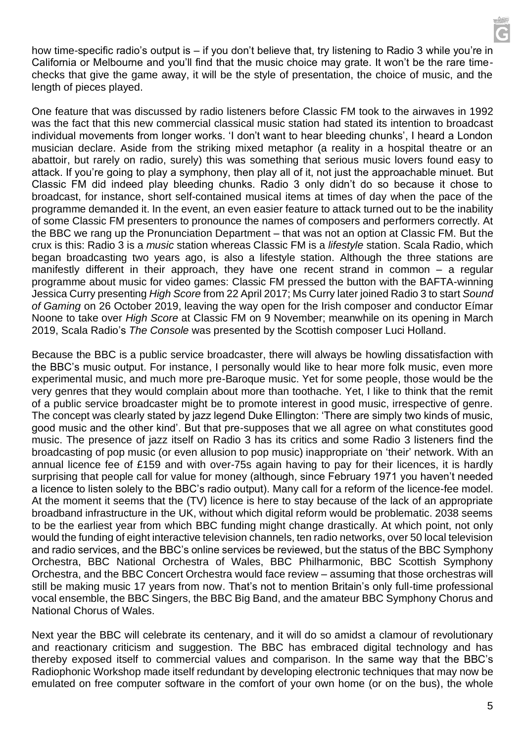how time-specific radio's output is – if you don't believe that, try listening to Radio 3 while you're in California or Melbourne and you'll find that the music choice may grate. It won't be the rare time-checks that give the game away, it will be the style of presentation, the choice of music, and the length of pieces played.

One feature that was discussed by radio listeners before Classic FM took to the airwaves in 1992 was the fact that this new commercial classical music station had stated its intention to broadcast individual movements from longer works. 'I don't want to hear bleeding chunks', I heard a London musician declare. Aside from the striking mixed metaphor (a reality in a hospital theatre or an abattoir, but rarely on radio, surely) this was something that serious music lovers found easy to attack. If you're going to play a symphony, then play all of it, not just the approachable minuet. But Classic FM did indeed play bleeding chunks. Radio 3 only didn't do so because it chose to broadcast, for instance, short self-contained musical items at times of day when the pace of the programme demanded it. In the event, an even easier feature to attack turned out to be the inability of some Classic FM presenters to pronounce the names of composers and performers correctly. At the BBC we rang up the Pronunciation Department – that was not an option at Classic FM. But the crux is this: Radio 3 is a *music* station whereas Classic FM is a *lifestyle* station. Scala Radio, which began broadcasting two years ago, is also a lifestyle station. Although the three stations are manifestly different in their approach, they have one recent strand in common – a regular programme about music for video games: Classic FM pressed the button with the BAFTA-winning Jessica Curry presenting *High Score* from 22 April 2017; Ms Curry later joined Radio 3 to start *Sound of Gaming* on 26 October 2019, leaving the way open for the Irish composer and conductor Eímar Noone to take over *High Score* at Classic FM on 9 November; meanwhile on its opening in March 2019, Scala Radio's *The Console* was presented by the Scottish composer Luci Holland.

Because the BBC is a public service broadcaster, there will always be howling dissatisfaction with the BBC's music output. For instance, I personally would like to hear more folk music, even more experimental music, and much more pre-Baroque music. Yet for some people, those would be the very genres that they would complain about more than toothache. Yet, I like to think that the remit of a public service broadcaster might be to promote interest in good music, irrespective of genre. The concept was clearly stated by jazz legend Duke Ellington: 'There are simply two kinds of music, good music and the other kind'. But that pre-supposes that we all agree on what constitutes good music. The presence of jazz itself on Radio 3 has its critics and some Radio 3 listeners find the broadcasting of pop music (or even allusion to pop music) inappropriate on 'their' network. With an annual licence fee of £159 and with over-75s again having to pay for their licences, it is hardly surprising that people call for value for money (although, since February 1971 you haven't needed a licence to listen solely to the BBC's radio output). Many call for a reform of the licence-fee model. At the moment it seems that the (TV) licence is here to stay because of the lack of an appropriate broadband infrastructure in the UK, without which digital reform would be problematic. 2038 seems to be the earliest year from which BBC funding might change drastically. At which point, not only would the funding of eight interactive television channels, ten radio networks, over 50 local television and radio services, and the BBC's online services be reviewed, but the status of the BBC Symphony Orchestra, BBC National Orchestra of Wales, BBC Philharmonic, BBC Scottish Symphony Orchestra, and the BBC Concert Orchestra would face review – assuming that those orchestras will still be making music 17 years from now. That's not to mention Britain's only full-time professional vocal ensemble, the BBC Singers, the BBC Big Band, and the amateur BBC Symphony Chorus and National Chorus of Wales.

Next year the BBC will celebrate its centenary, and it will do so amidst a clamour of revolutionary and reactionary criticism and suggestion. The BBC has embraced digital technology and has thereby exposed itself to commercial values and comparison. In the same way that the BBC's Radiophonic Workshop made itself redundant by developing electronic techniques that may now be emulated on free computer software in the comfort of your own home (or on the bus), the whole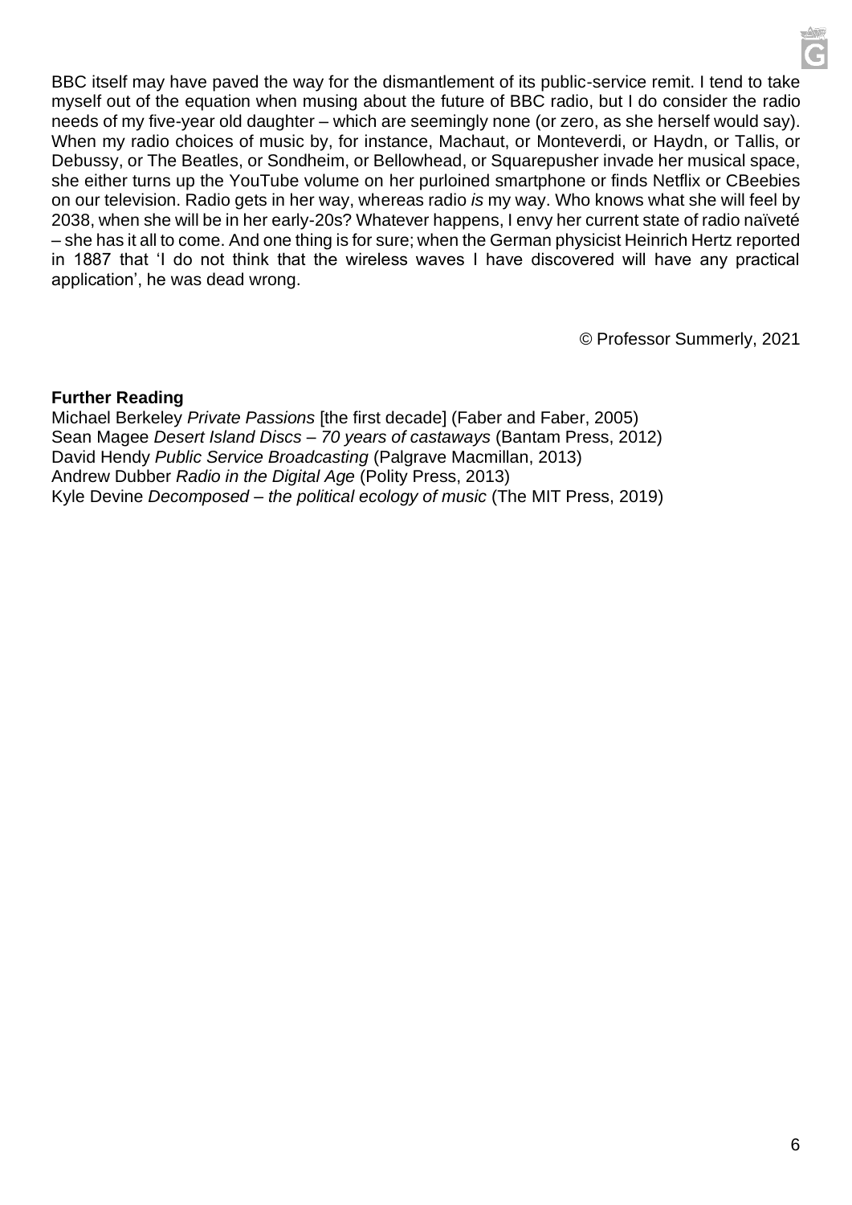BBC itself may have paved the way for the dismantlement of its public-service remit. I tend to take myself out of the equation when musing about the future of BBC radio, but I do consider the radio needs of my five-year old daughter – which are seemingly none (or zero, as she herself would say). When my radio choices of music by, for instance, Machaut, or Monteverdi, or Haydn, or Tallis, or Debussy, or The Beatles, or Sondheim, or Bellowhead, or Squarepusher invade her musical space, she either turns up the YouTube volume on her purloined smartphone or finds Netflix or CBeebies on our television. Radio gets in her way, whereas radio *is* my way. Who knows what she will feel by 2038, when she will be in her early-20s? Whatever happens, I envy her current state of radio naïveté – she has it all to come. And one thing is for sure; when the German physicist Heinrich Hertz reported in 1887 that 'I do not think that the wireless waves I have discovered will have any practical application', he was dead wrong.

© Professor Summerly, 2021

**Further Reading**

Michael Berkeley *Private Passions* [the first decade] (Faber and Faber, 2005)
Sean Magee *Desert Island Discs – 70 years of castaways* (Bantam Press, 2012)
David Hendy *Public Service Broadcasting* (Palgrave Macmillan, 2013)
Andrew Dubber *Radio in the Digital Age* (Polity Press, 2013)
Kyle Devine *Decomposed – the political ecology of music* (The MIT Press, 2019)